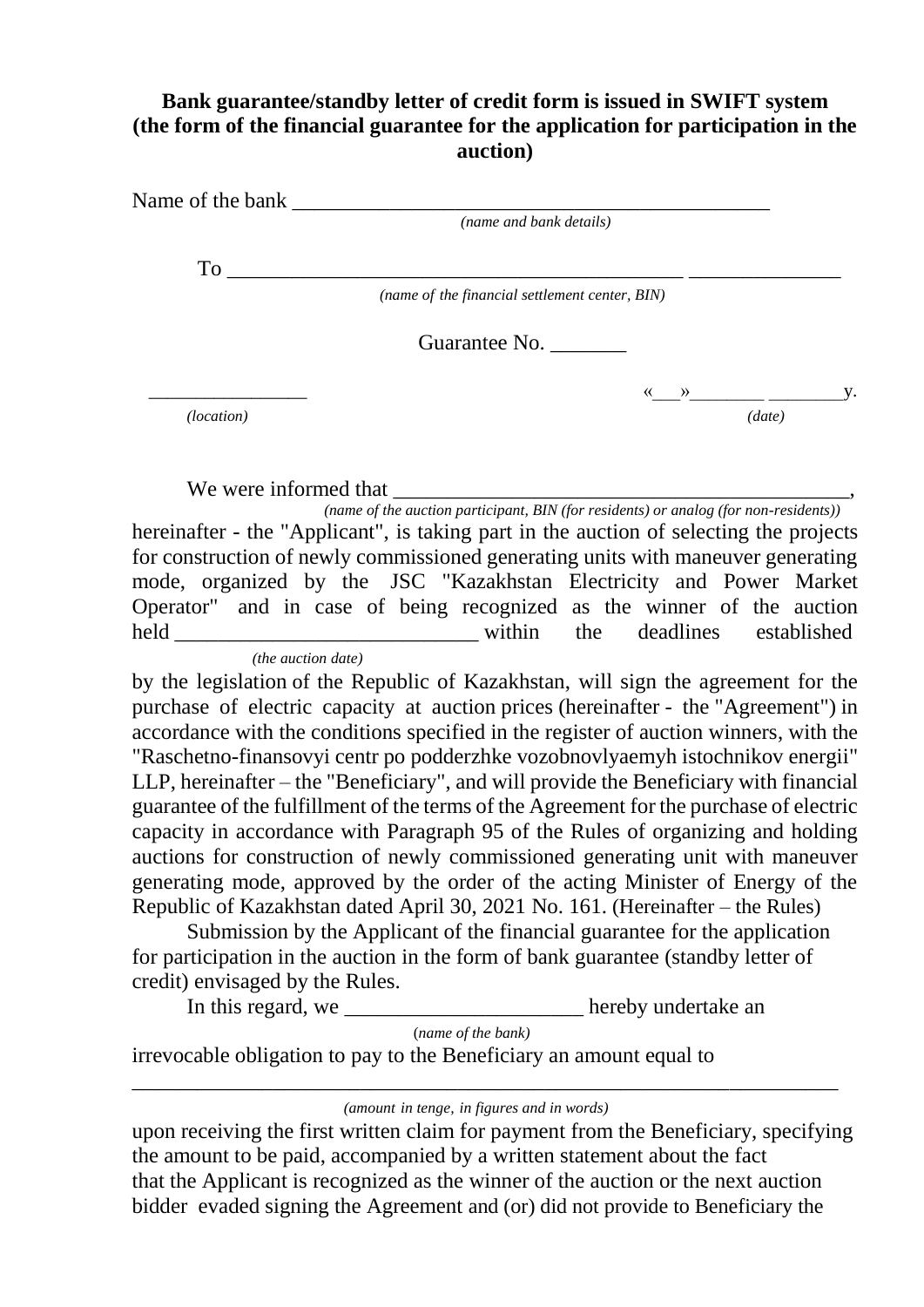**Bank guarantee/standby letter of credit form is issued in SWIFT system (the form of the financial guarantee for the application for participation in the auction)**

Name of the bank ____________________________________________
*(name and bank details)*

To ____________________________________________ ______________
*(name of the financial settlement center, BIN)*

Guarantee No. _______

________________ «___»________ ________y.
*(location)* *(date)*

We were informed that ____________________________________________,
*(name of the auction participant, BIN (for residents) or analog (for non-residents))*
hereinafter - the "Applicant", is taking part in the auction of selecting the projects for construction of newly commissioned generating units with maneuver generating mode, organized by the JSC "Kazakhstan Electricity and Power Market Operator" and in case of being recognized as the winner of the auction held ____________________________ within the deadlines established
*(the auction date)*
by the legislation of the Republic of Kazakhstan, will sign the agreement for the purchase of electric capacity at auction prices (hereinafter - the "Agreement") in accordance with the conditions specified in the register of auction winners, with the "Raschetno-finansovyi centr po podderzhke vozobnovlyaemyh istochnikov energii" LLP, hereinafter – the "Beneficiary", and will provide the Beneficiary with financial guarantee of the fulfillment of the terms of the Agreement for the purchase of electric capacity in accordance with Paragraph 95 of the Rules of organizing and holding auctions for construction of newly commissioned generating unit with maneuver generating mode, approved by the order of the acting Minister of Energy of the Republic of Kazakhstan dated April 30, 2021 No. 161. (Hereinafter – the Rules)

Submission by the Applicant of the financial guarantee for the application for participation in the auction in the form of bank guarantee (standby letter of credit) envisaged by the Rules.

In this regard, we ______________________ hereby undertake an
(*name of the bank)*
irrevocable obligation to pay to the Beneficiary an amount equal to

_________________________________________________________________
*(amount in tenge, in figures and in words)*
upon receiving the first written claim for payment from the Beneficiary, specifying the amount to be paid, accompanied by a written statement about the fact that the Applicant is recognized as the winner of the auction or the next auction bidder evaded signing the Agreement and (or) did not provide to Beneficiary the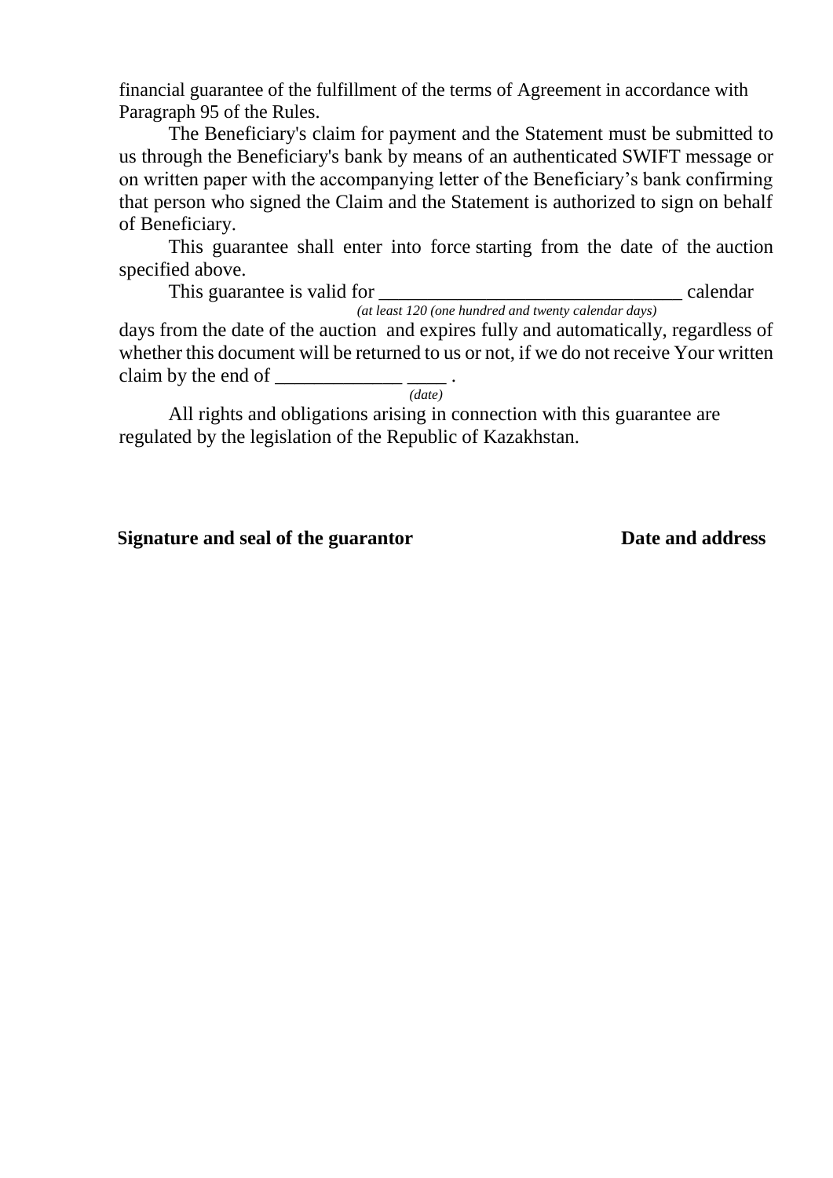financial guarantee of the fulfillment of the terms of Agreement in accordance with Paragraph 95 of the Rules.

The Beneficiary's claim for payment and the Statement must be submitted to us through the Beneficiary's bank by means of an authenticated SWIFT message or on written paper with the accompanying letter of the Beneficiary's bank confirming that person who signed the Claim and the Statement is authorized to sign on behalf of Beneficiary.

This guarantee shall enter into force starting from the date of the auction specified above.

This guarantee is valid for ________________________________ calendar
*(at least 120 (one hundred and twenty calendar days)*
days from the date of the auction and expires fully and automatically, regardless of whether this document will be returned to us or not, if we do not receive Your written claim by the end of _____________ ____ .
*(date)*

All rights and obligations arising in connection with this guarantee are regulated by the legislation of the Republic of Kazakhstan.

**Signature and seal of the guarantor** **Date and address**